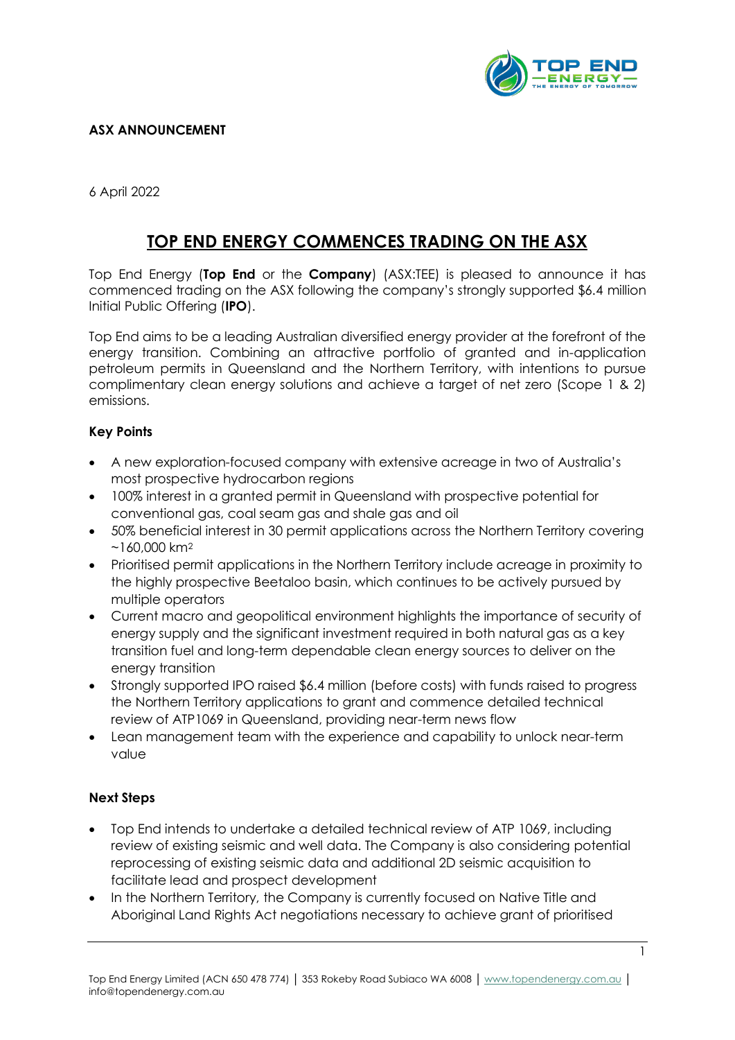**ASX ANNOUNCEMENT**

6 April 2022

# TOP END ENERGY COMMENCES TRADING ON THE ASX

Top End Energy (**Top End** or the **Company**) (ASX:TEE) is pleased to announce it has commenced trading on the ASX following the company's strongly supported $6.4 million Initial Public Offering (**IPO**).

Top End aims to be a leading Australian diversified energy provider at the forefront of the energy transition. Combining an attractive portfolio of granted and in-application petroleum permits in Queensland and the Northern Territory, with intentions to pursue complimentary clean energy solutions and achieve a target of net zero (Scope 1 & 2) emissions.

### Key Points

- A new exploration-focused company with extensive acreage in two of Australia's most prospective hydrocarbon regions
- 100% interest in a granted permit in Queensland with prospective potential for conventional gas, coal seam gas and shale gas and oil
- 50% beneficial interest in 30 permit applications across the Northern Territory covering ~160,000 km$^2$
- Prioritised permit applications in the Northern Territory include acreage in proximity to the highly prospective Beetaloo basin, which continues to be actively pursued by multiple operators
- Current macro and geopolitical environment highlights the importance of security of energy supply and the significant investment required in both natural gas as a key transition fuel and long-term dependable clean energy sources to deliver on the energy transition
- Strongly supported IPO raised $6.4 million (before costs) with funds raised to progress the Northern Territory applications to grant and commence detailed technical review of ATP1069 in Queensland, providing near-term news flow
- Lean management team with the experience and capability to unlock near-term value

### Next Steps

- Top End intends to undertake a detailed technical review of ATP 1069, including review of existing seismic and well data. The Company is also considering potential reprocessing of existing seismic data and additional 2D seismic acquisition to facilitate lead and prospect development
- In the Northern Territory, the Company is currently focused on Native Title and Aboriginal Land Rights Act negotiations necessary to achieve grant of prioritised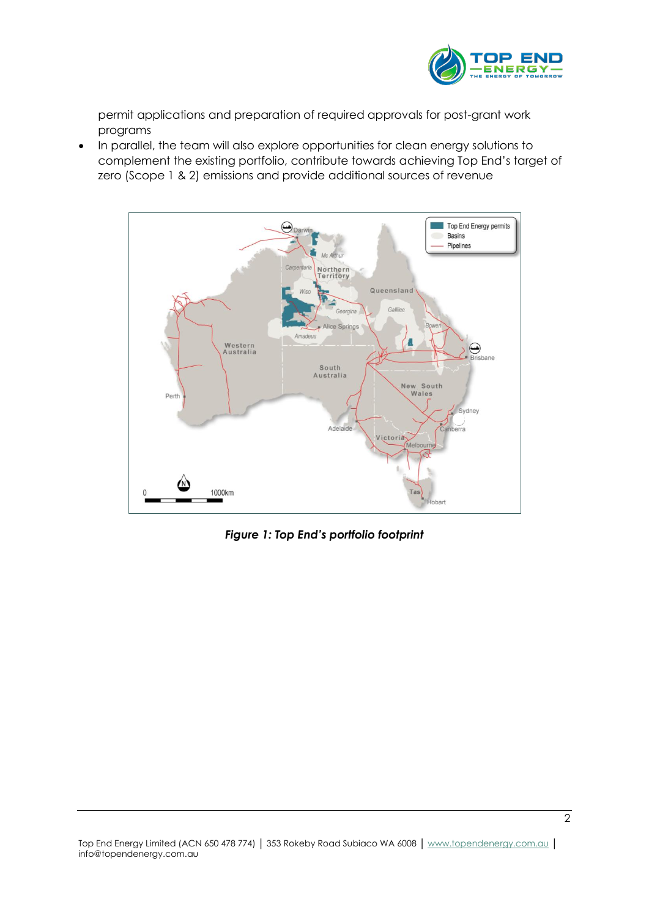permit applications and preparation of required approvals for post-grant work programs

- In parallel, the team will also explore opportunities for clean energy solutions to complement the existing portfolio, contribute towards achieving Top End's target of zero (Scope 1 & 2) emissions and provide additional sources of revenue

***Figure 1: Top End's portfolio footprint***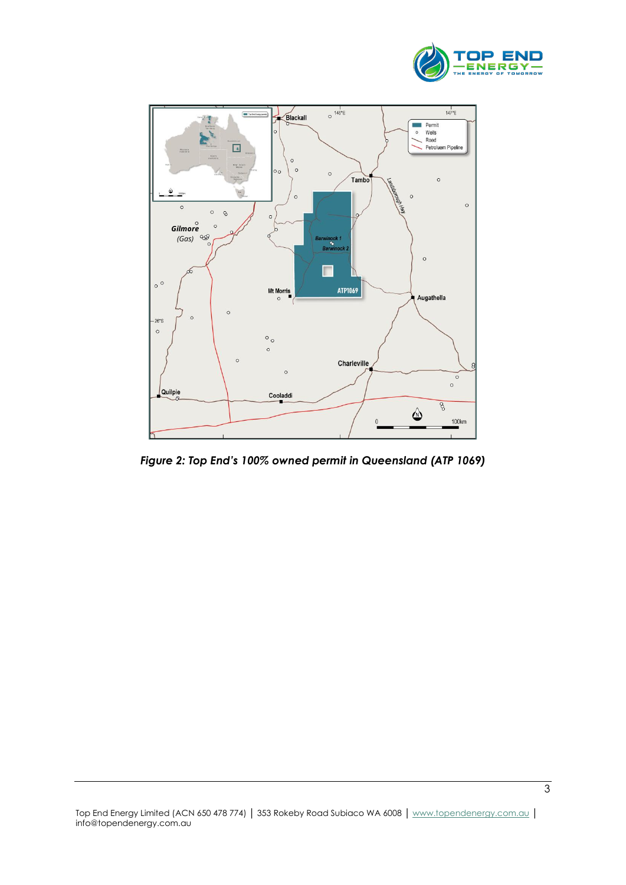*Figure 2: Top End's 100% owned permit in Queensland (ATP 1069)*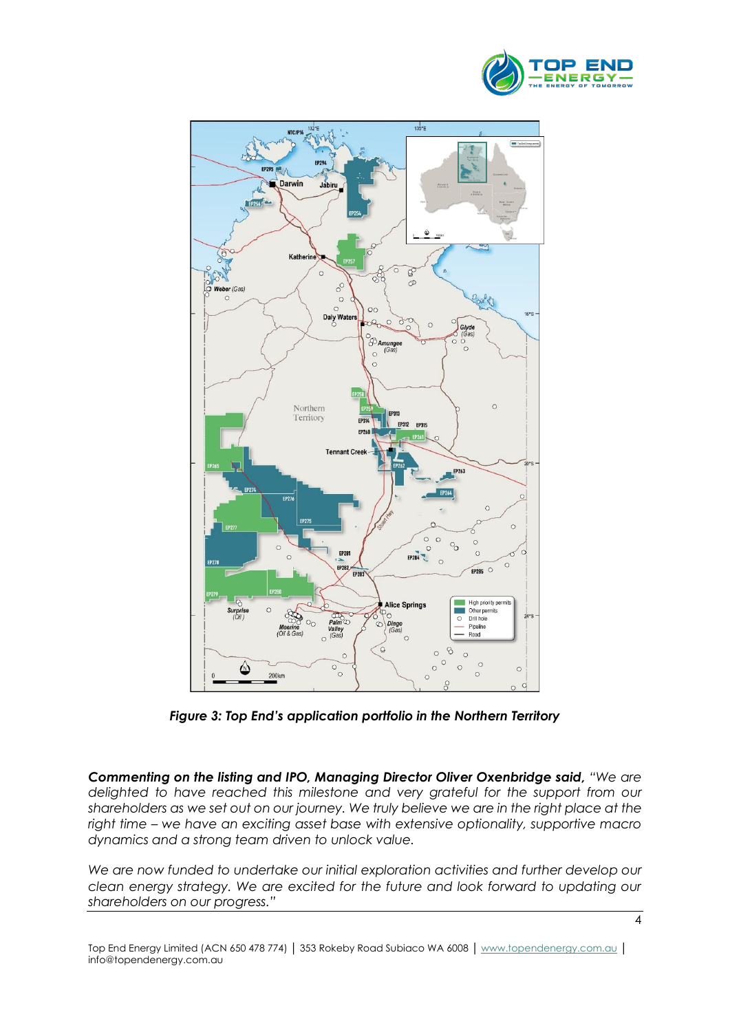*Figure 3: Top End's application portfolio in the Northern Territory*

***Commenting on the listing and IPO, Managing Director Oliver Oxenbridge said,*** *"We are delighted to have reached this milestone and very grateful for the support from our shareholders as we set out on our journey. We truly believe we are in the right place at the right time – we have an exciting asset base with extensive optionality, supportive macro dynamics and a strong team driven to unlock value.*

*We are now funded to undertake our initial exploration activities and further develop our clean energy strategy. We are excited for the future and look forward to updating our shareholders on our progress."*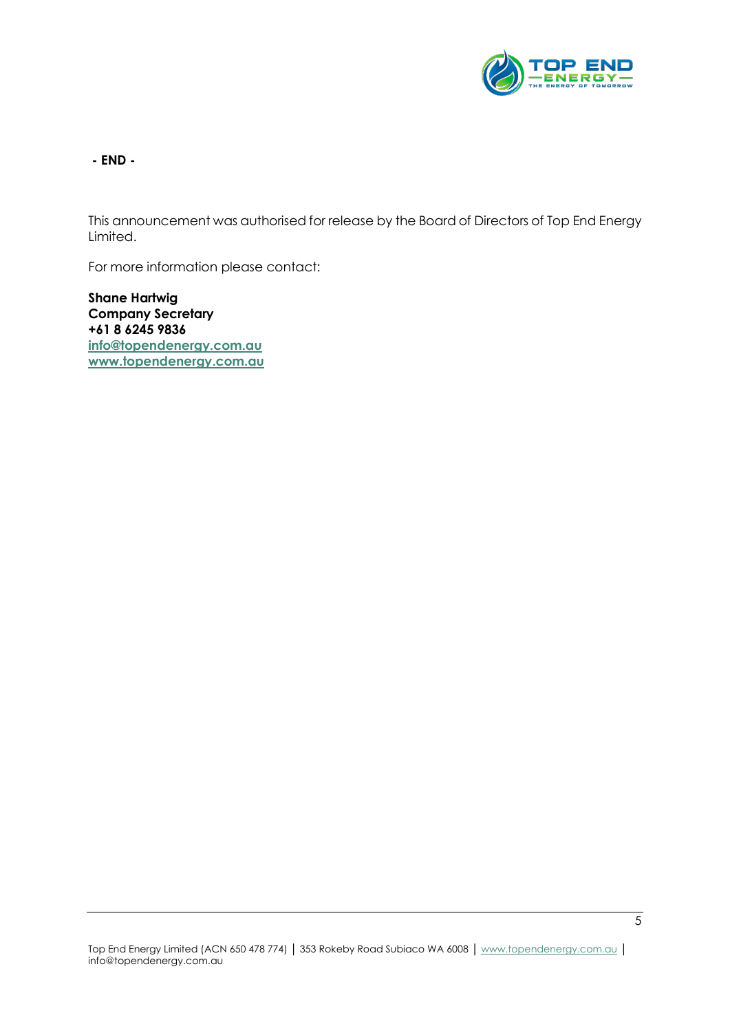**- END -**

This announcement was authorised for release by the Board of Directors of Top End Energy Limited.

For more information please contact:

**Shane Hartwig**
**Company Secretary**
**+61 8 6245 9836**
**info@topendenergy.com.au**
**www.topendenergy.com.au**